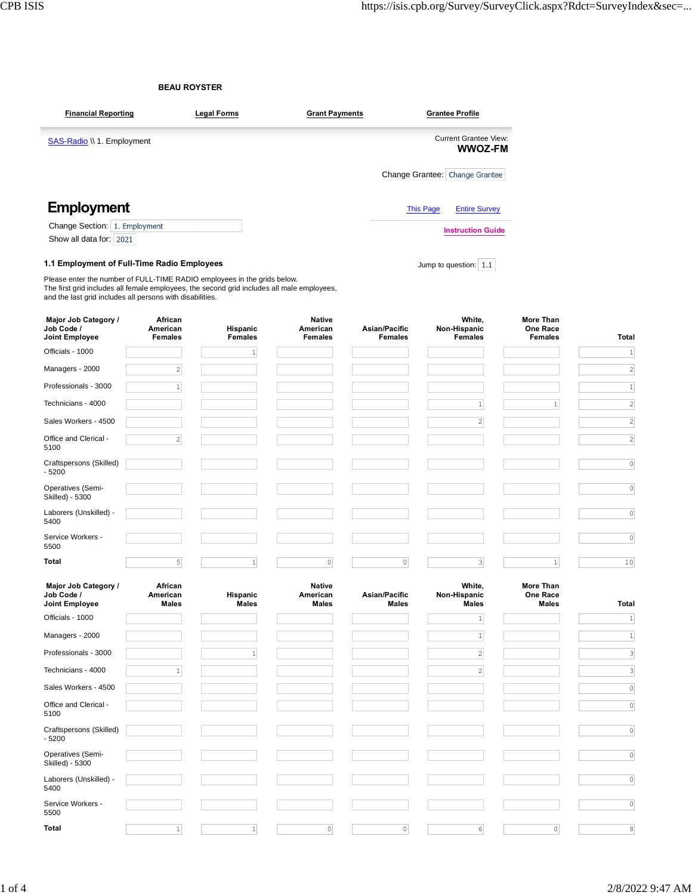**BEAU ROYSTER**

Financial Reporting | Legal Forms | Grant Payments | Grantee Profile

SAS-Radio \\ 1. Employment

Current Grantee View:
**WWOZ-FM**

Change Grantee: Change Grantee

# Employment

This Page | Entire Survey

Instruction Guide

Change Section: 1. Employment
Show all data for: 2021

### 1.1 Employment of Full-Time Radio Employees

Jump to question: 1.1

Please enter the number of FULL-TIME RADIO employees in the grids below.
The first grid includes all female employees, the second grid includes all male employees, and the last grid includes all persons with disabilities.

| Major Job Category / Job Code / Joint Employee | African American Females | Hispanic Females | Native American Females | Asian/Pacific Females | White, Non-Hispanic Females | More Than One Race Females | Total |
|---|---|---|---|---|---|---|---|
| Officials - 1000 | | 1 | | | | | 1 |
| Managers - 2000 | 2 | | | | | | 2 |
| Professionals - 3000 | 1 | | | | | | 1 |
| Technicians - 4000 | | | | | 1 | 1 | 2 |
| Sales Workers - 4500 | | | | | 2 | | 2 |
| Office and Clerical - 5100 | 2 | | | | | | 2 |
| Craftspersons (Skilled) - 5200 | | | | | | | 0 |
| Operatives (Semi-Skilled) - 5300 | | | | | | | 0 |
| Laborers (Unskilled) - 5400 | | | | | | | 0 |
| Service Workers - 5500 | | | | | | | 0 |
| **Total** | 5 | 1 | 0 | 0 | 3 | 1 | 10 |

| Major Job Category / Job Code / Joint Employee | African American Males | Hispanic Males | Native American Males | Asian/Pacific Males | White, Non-Hispanic Males | More Than One Race Males | Total |
|---|---|---|---|---|---|---|---|
| Officials - 1000 | | | | | 1 | | 1 |
| Managers - 2000 | | | | | 1 | | 1 |
| Professionals - 3000 | | 1 | | | 2 | | 3 |
| Technicians - 4000 | 1 | | | | 2 | | 3 |
| Sales Workers - 4500 | | | | | | | 0 |
| Office and Clerical - 5100 | | | | | | | 0 |
| Craftspersons (Skilled) - 5200 | | | | | | | 0 |
| Operatives (Semi-Skilled) - 5300 | | | | | | | 0 |
| Laborers (Unskilled) - 5400 | | | | | | | 0 |
| Service Workers - 5500 | | | | | | | 0 |
| **Total** | 1 | 1 | 0 | 0 | 6 | 0 | 8 |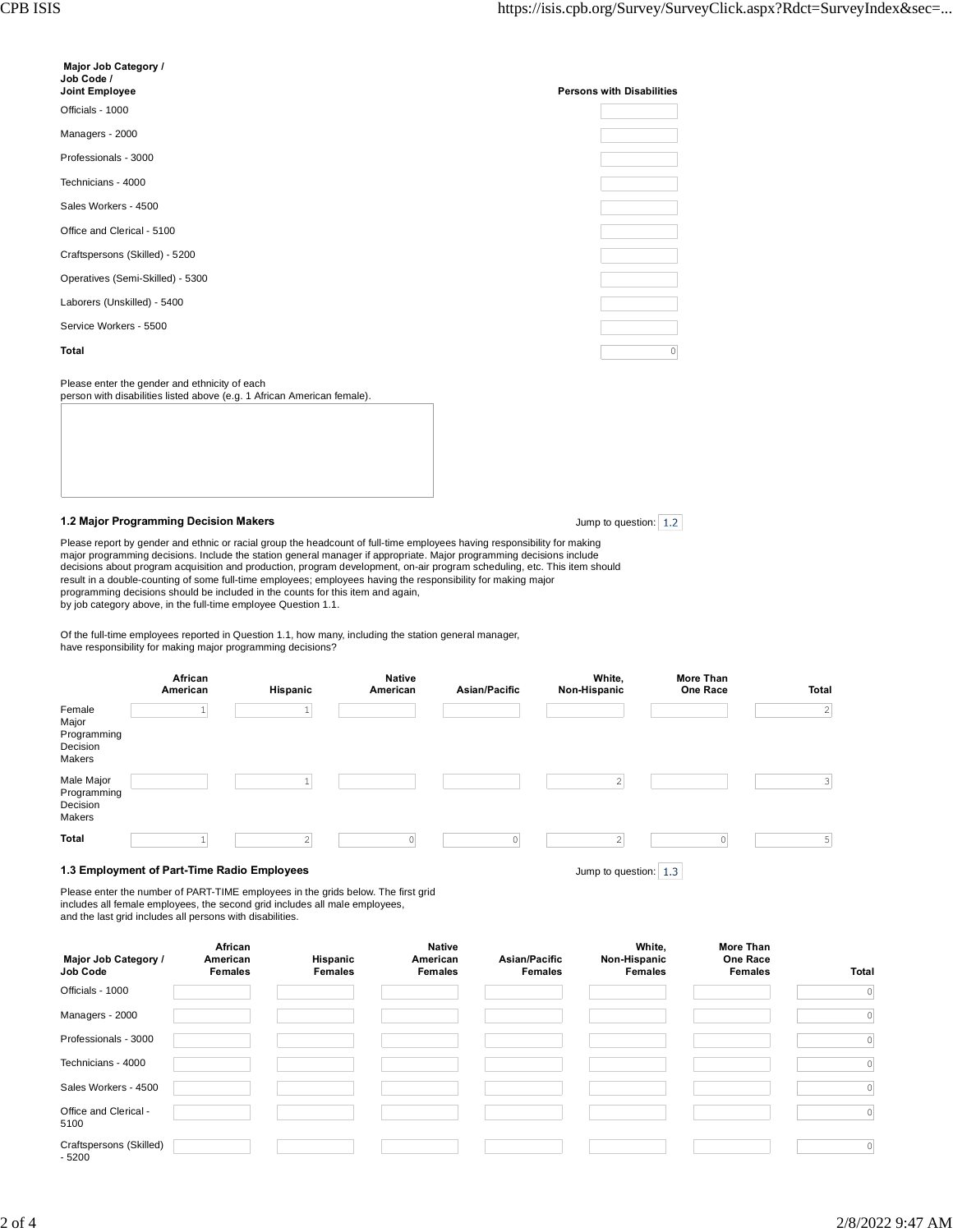| Major Job Category / Job Code / Joint Employee | Persons with Disabilities |
|---|---|
| Officials - 1000 | |
| Managers - 2000 | |
| Professionals - 3000 | |
| Technicians - 4000 | |
| Sales Workers - 4500 | |
| Office and Clerical - 5100 | |
| Craftspersons (Skilled) - 5200 | |
| Operatives (Semi-Skilled) - 5300 | |
| Laborers (Unskilled) - 5400 | |
| Service Workers - 5500 | |
| **Total** | 0 |

Please enter the gender and ethnicity of each person with disabilities listed above (e.g. 1 African American female).

### 1.2 Major Programming Decision Makers

Jump to question: 1.2

Please report by gender and ethnic or racial group the headcount of full-time employees having responsibility for making major programming decisions. Include the station general manager if appropriate. Major programming decisions include decisions about program acquisition and production, program development, on-air program scheduling, etc. This item should result in a double-counting of some full-time employees; employees having the responsibility for making major programming decisions should be included in the counts for this item and again, by job category above, in the full-time employee Question 1.1.

Of the full-time employees reported in Question 1.1, how many, including the station general manager, have responsibility for making major programming decisions?

| | African American | Hispanic | Native American | Asian/Pacific | White, Non-Hispanic | More Than One Race | Total |
|---|---|---|---|---|---|---|---|
| Female Major Programming Decision Makers | 1 | 1 | | | | | 2 |
| Male Major Programming Decision Makers | | 1 | | | 2 | | 3 |
| **Total** | 1 | 2 | 0 | 0 | 2 | 0 | 5 |

### 1.3 Employment of Part-Time Radio Employees

Jump to question: 1.3

Please enter the number of PART-TIME employees in the grids below. The first grid includes all female employees, the second grid includes all male employees, and the last grid includes all persons with disabilities.

| Major Job Category / Job Code | African American Females | Hispanic Females | Native American Females | Asian/Pacific Females | White, Non-Hispanic Females | More Than One Race Females | Total |
|---|---|---|---|---|---|---|---|
| Officials - 1000 | | | | | | | 0 |
| Managers - 2000 | | | | | | | 0 |
| Professionals - 3000 | | | | | | | 0 |
| Technicians - 4000 | | | | | | | 0 |
| Sales Workers - 4500 | | | | | | | 0 |
| Office and Clerical - 5100 | | | | | | | 0 |
| Craftspersons (Skilled) - 5200 | | | | | | | 0 |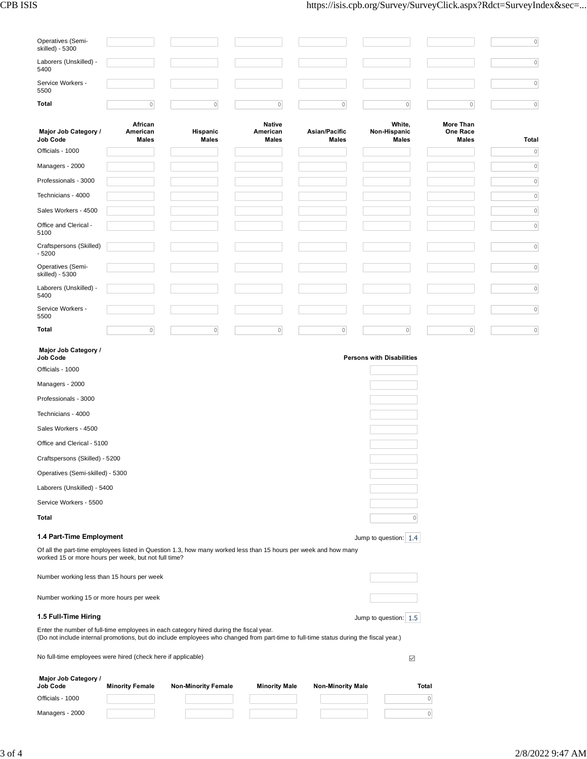| | | | | | | | |
|---|---|---|---|---|---|---|---|
| Operatives (Semi-skilled) - 5300 | | | | | | | 0 |
| Laborers (Unskilled) - 5400 | | | | | | | 0 |
| Service Workers - 5500 | | | | | | | 0 |
| **Total** | 0 | 0 | 0 | 0 | 0 | 0 | 0 |

| Major Job Category / Job Code | African American Males | Hispanic Males | Native American Males | Asian/Pacific Males | White, Non-Hispanic Males | More Than One Race Males | Total |
|---|---|---|---|---|---|---|---|
| Officials - 1000 | | | | | | | 0 |
| Managers - 2000 | | | | | | | 0 |
| Professionals - 3000 | | | | | | | 0 |
| Technicians - 4000 | | | | | | | 0 |
| Sales Workers - 4500 | | | | | | | 0 |
| Office and Clerical - 5100 | | | | | | | 0 |
| Craftspersons (Skilled) - 5200 | | | | | | | 0 |
| Operatives (Semi-skilled) - 5300 | | | | | | | 0 |
| Laborers (Unskilled) - 5400 | | | | | | | 0 |
| Service Workers - 5500 | | | | | | | 0 |
| **Total** | 0 | 0 | 0 | 0 | 0 | 0 | 0 |

| Major Job Category / Job Code | Persons with Disabilities |
|---|---|
| Officials - 1000 | |
| Managers - 2000 | |
| Professionals - 3000 | |
| Technicians - 4000 | |
| Sales Workers - 4500 | |
| Office and Clerical - 5100 | |
| Craftspersons (Skilled) - 5200 | |
| Operatives (Semi-skilled) - 5300 | |
| Laborers (Unskilled) - 5400 | |
| Service Workers - 5500 | |
| **Total** | 0 |

### 1.4 Part-Time Employment

Jump to question: 1.4

Of all the part-time employees listed in Question 1.3, how many worked less than 15 hours per week and how many worked 15 or more hours per week, but not full time?

Number working less than 15 hours per week

Number working 15 or more hours per week

### 1.5 Full-Time Hiring

Jump to question: 1.5

Enter the number of full-time employees in each category hired during the fiscal year.
(Do not include internal promotions, but do include employees who changed from part-time to full-time status during the fiscal year.)

No full-time employees were hired (check here if applicable) ☑

| Major Job Category / Job Code | Minority Female | Non-Minority Female | Minority Male | Non-Minority Male | Total |
|---|---|---|---|---|---|
| Officials - 1000 | | | | | 0 |
| Managers - 2000 | | | | | 0 |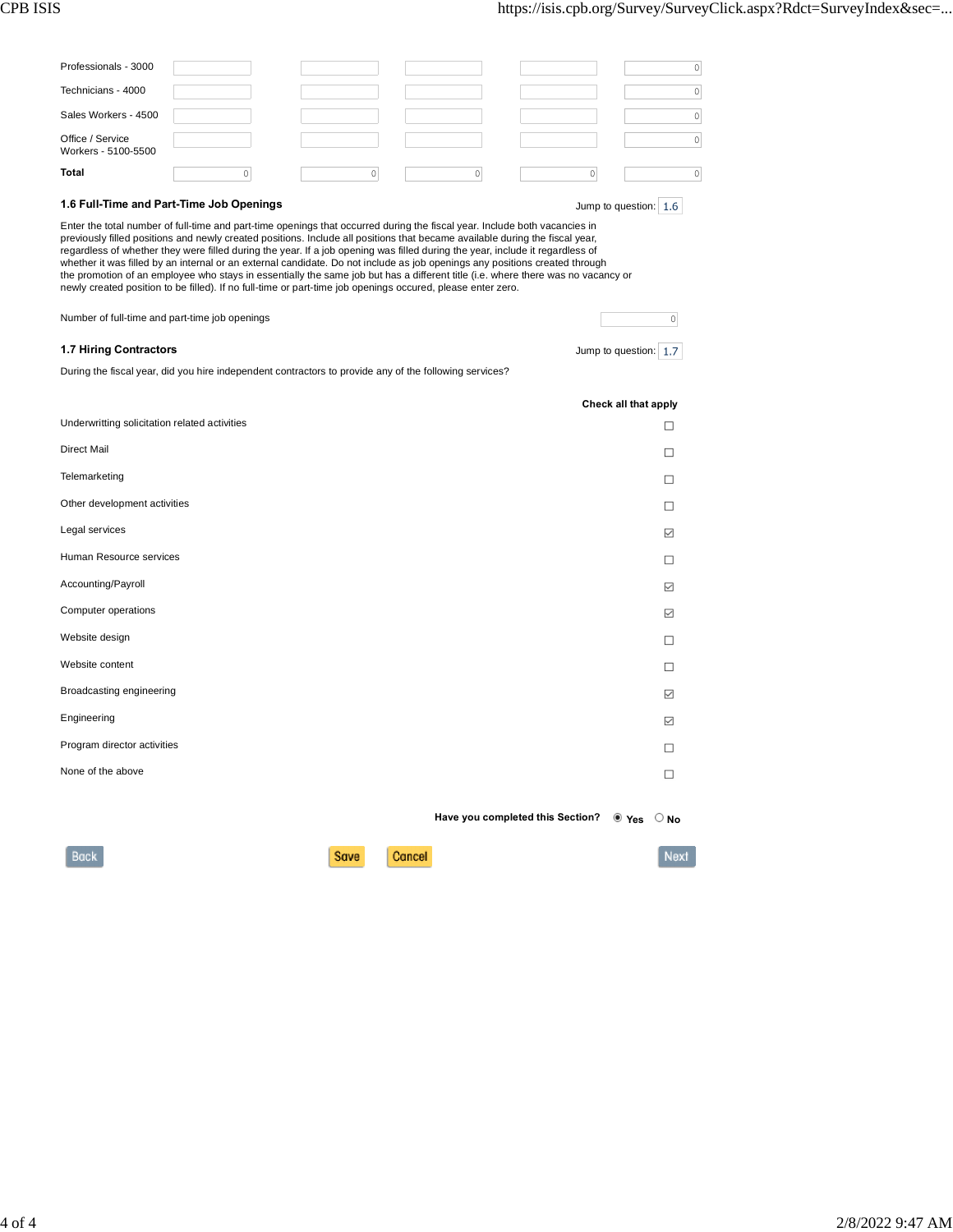| | | | | | |
|---|---|---|---|---|---|
| Professionals - 3000 | | | | | 0 |
| Technicians - 4000 | | | | | 0 |
| Sales Workers - 4500 | | | | | 0 |
| Office / Service Workers - 5100-5500 | | | | | 0 |
| **Total** | 0 | 0 | 0 | 0 | 0 |

### 1.6 Full-Time and Part-Time Job Openings

Jump to question: 1.6

Enter the total number of full-time and part-time openings that occurred during the fiscal year. Include both vacancies in previously filled positions and newly created positions. Include all positions that became available during the fiscal year, regardless of whether they were filled during the year. If a job opening was filled during the year, include it regardless of whether it was filled by an internal or an external candidate. Do not include as job openings any positions created through the promotion of an employee who stays in essentially the same job but has a different title (i.e. where there was no vacancy or newly created position to be filled). If no full-time or part-time job openings occured, please enter zero.

Number of full-time and part-time job openings: 0

### 1.7 Hiring Contractors

Jump to question: 1.7

During the fiscal year, did you hire independent contractors to provide any of the following services?

| | **Check all that apply** |
|---|---|
| Underwritting solicitation related activities | ☐ |
| Direct Mail | ☐ |
| Telemarketing | ☐ |
| Other development activities | ☐ |
| Legal services | ☑ |
| Human Resource services | ☐ |
| Accounting/Payroll | ☑ |
| Computer operations | ☑ |
| Website design | ☐ |
| Website content | ☐ |
| Broadcasting engineering | ☑ |
| Engineering | ☑ |
| Program director activities | ☐ |
| None of the above | ☐ |

**Have you completed this Section?** ◉ **Yes** ○ **No**

Back | Save | Cancel | Next